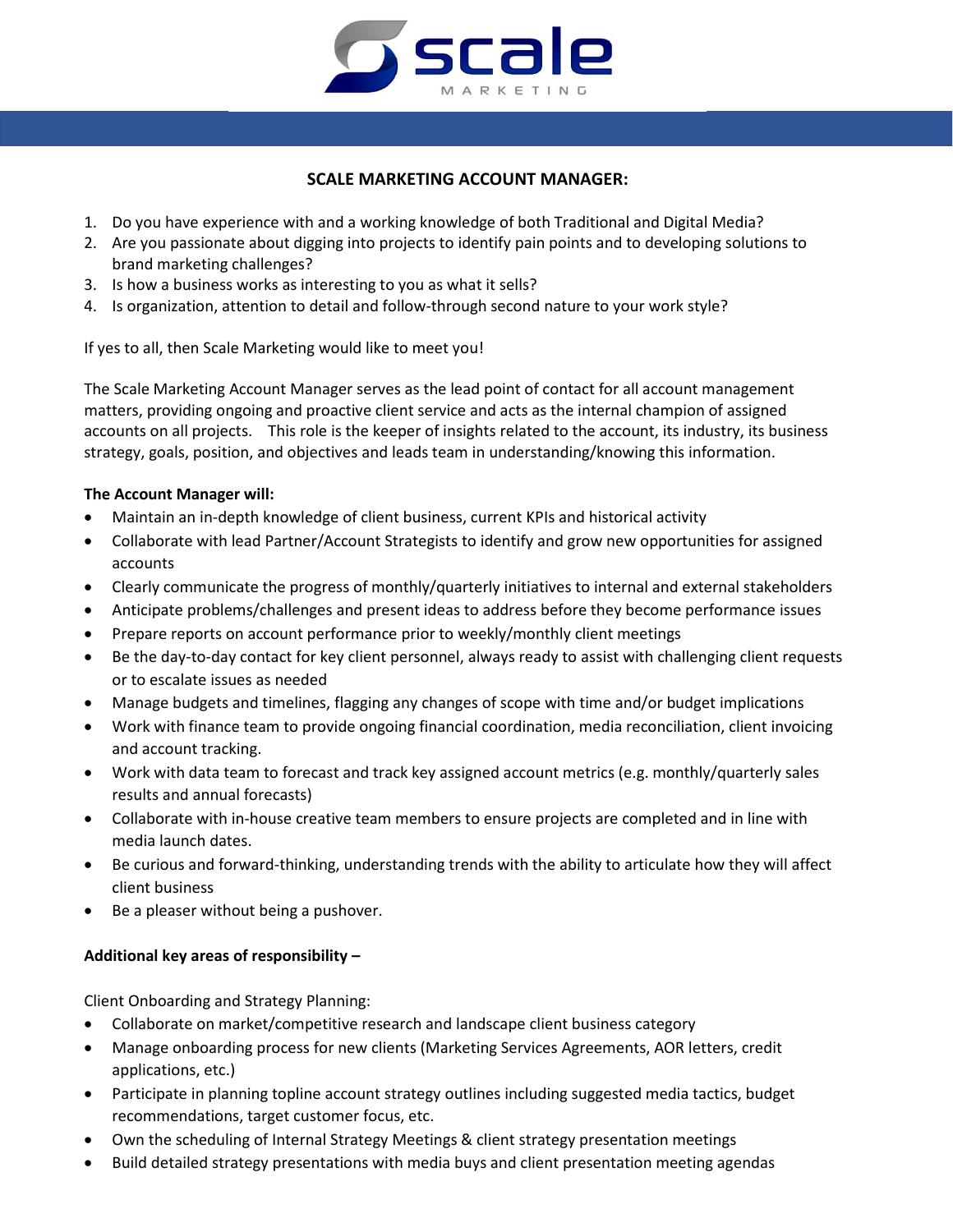# SCALE MARKETING ACCOUNT MANAGER:

1. Do you have experience with and a working knowledge of both Traditional and Digital Media?
2. Are you passionate about digging into projects to identify pain points and to developing solutions to brand marketing challenges?
3. Is how a business works as interesting to you as what it sells?
4. Is organization, attention to detail and follow-through second nature to your work style?

If yes to all, then Scale Marketing would like to meet you!

The Scale Marketing Account Manager serves as the lead point of contact for all account management matters, providing ongoing and proactive client service and acts as the internal champion of assigned accounts on all projects. This role is the keeper of insights related to the account, its industry, its business strategy, goals, position, and objectives and leads team in understanding/knowing this information.

**The Account Manager will:**

- Maintain an in-depth knowledge of client business, current KPIs and historical activity
- Collaborate with lead Partner/Account Strategists to identify and grow new opportunities for assigned accounts
- Clearly communicate the progress of monthly/quarterly initiatives to internal and external stakeholders
- Anticipate problems/challenges and present ideas to address before they become performance issues
- Prepare reports on account performance prior to weekly/monthly client meetings
- Be the day-to-day contact for key client personnel, always ready to assist with challenging client requests or to escalate issues as needed
- Manage budgets and timelines, flagging any changes of scope with time and/or budget implications
- Work with finance team to provide ongoing financial coordination, media reconciliation, client invoicing and account tracking.
- Work with data team to forecast and track key assigned account metrics (e.g. monthly/quarterly sales results and annual forecasts)
- Collaborate with in-house creative team members to ensure projects are completed and in line with media launch dates.
- Be curious and forward-thinking, understanding trends with the ability to articulate how they will affect client business
- Be a pleaser without being a pushover.

**Additional key areas of responsibility –**

Client Onboarding and Strategy Planning:

- Collaborate on market/competitive research and landscape client business category
- Manage onboarding process for new clients (Marketing Services Agreements, AOR letters, credit applications, etc.)
- Participate in planning topline account strategy outlines including suggested media tactics, budget recommendations, target customer focus, etc.
- Own the scheduling of Internal Strategy Meetings & client strategy presentation meetings
- Build detailed strategy presentations with media buys and client presentation meeting agendas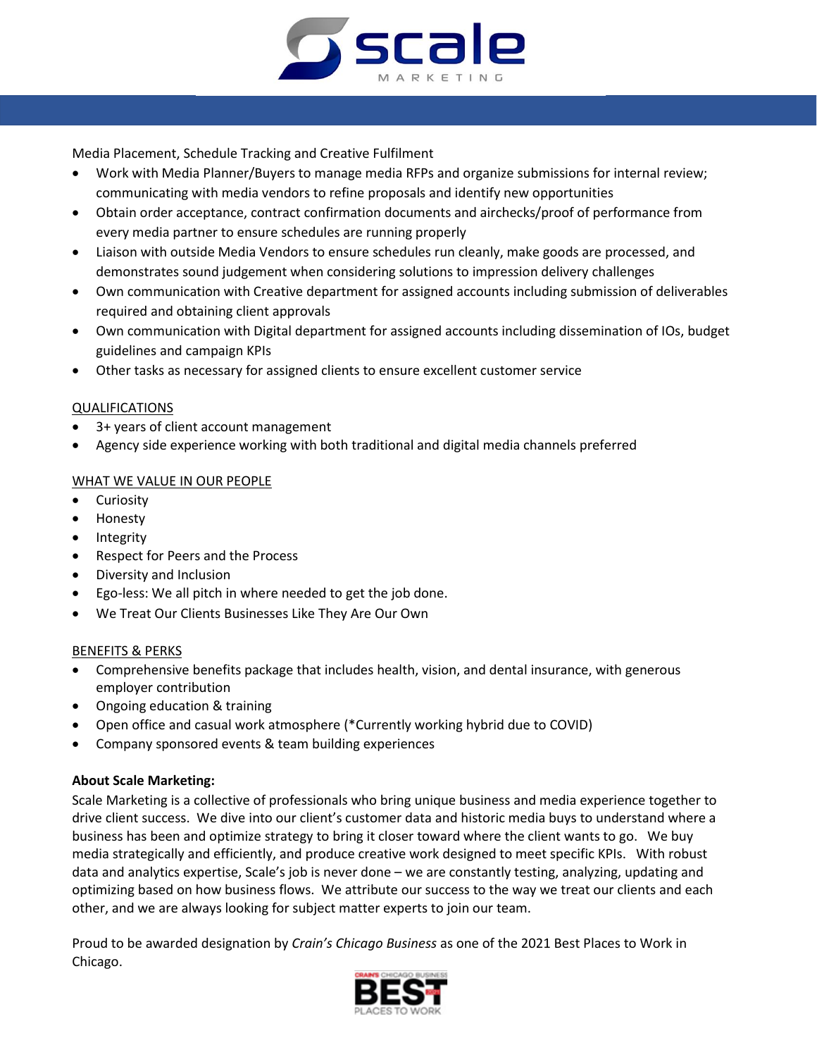Media Placement, Schedule Tracking and Creative Fulfilment

- Work with Media Planner/Buyers to manage media RFPs and organize submissions for internal review; communicating with media vendors to refine proposals and identify new opportunities
- Obtain order acceptance, contract confirmation documents and airchecks/proof of performance from every media partner to ensure schedules are running properly
- Liaison with outside Media Vendors to ensure schedules run cleanly, make goods are processed, and demonstrates sound judgement when considering solutions to impression delivery challenges
- Own communication with Creative department for assigned accounts including submission of deliverables required and obtaining client approvals
- Own communication with Digital department for assigned accounts including dissemination of IOs, budget guidelines and campaign KPIs
- Other tasks as necessary for assigned clients to ensure excellent customer service

QUALIFICATIONS

- 3+ years of client account management
- Agency side experience working with both traditional and digital media channels preferred

WHAT WE VALUE IN OUR PEOPLE

- Curiosity
- Honesty
- Integrity
- Respect for Peers and the Process
- Diversity and Inclusion
- Ego-less: We all pitch in where needed to get the job done.
- We Treat Our Clients Businesses Like They Are Our Own

BENEFITS & PERKS

- Comprehensive benefits package that includes health, vision, and dental insurance, with generous employer contribution
- Ongoing education & training
- Open office and casual work atmosphere (*Currently working hybrid due to COVID)
- Company sponsored events & team building experiences

**About Scale Marketing:**

Scale Marketing is a collective of professionals who bring unique business and media experience together to drive client success. We dive into our client's customer data and historic media buys to understand where a business has been and optimize strategy to bring it closer toward where the client wants to go. We buy media strategically and efficiently, and produce creative work designed to meet specific KPIs. With robust data and analytics expertise, Scale's job is never done – we are constantly testing, analyzing, updating and optimizing based on how business flows. We attribute our success to the way we treat our clients and each other, and we are always looking for subject matter experts to join our team.

Proud to be awarded designation by *Crain's Chicago Business* as one of the 2021 Best Places to Work in Chicago.